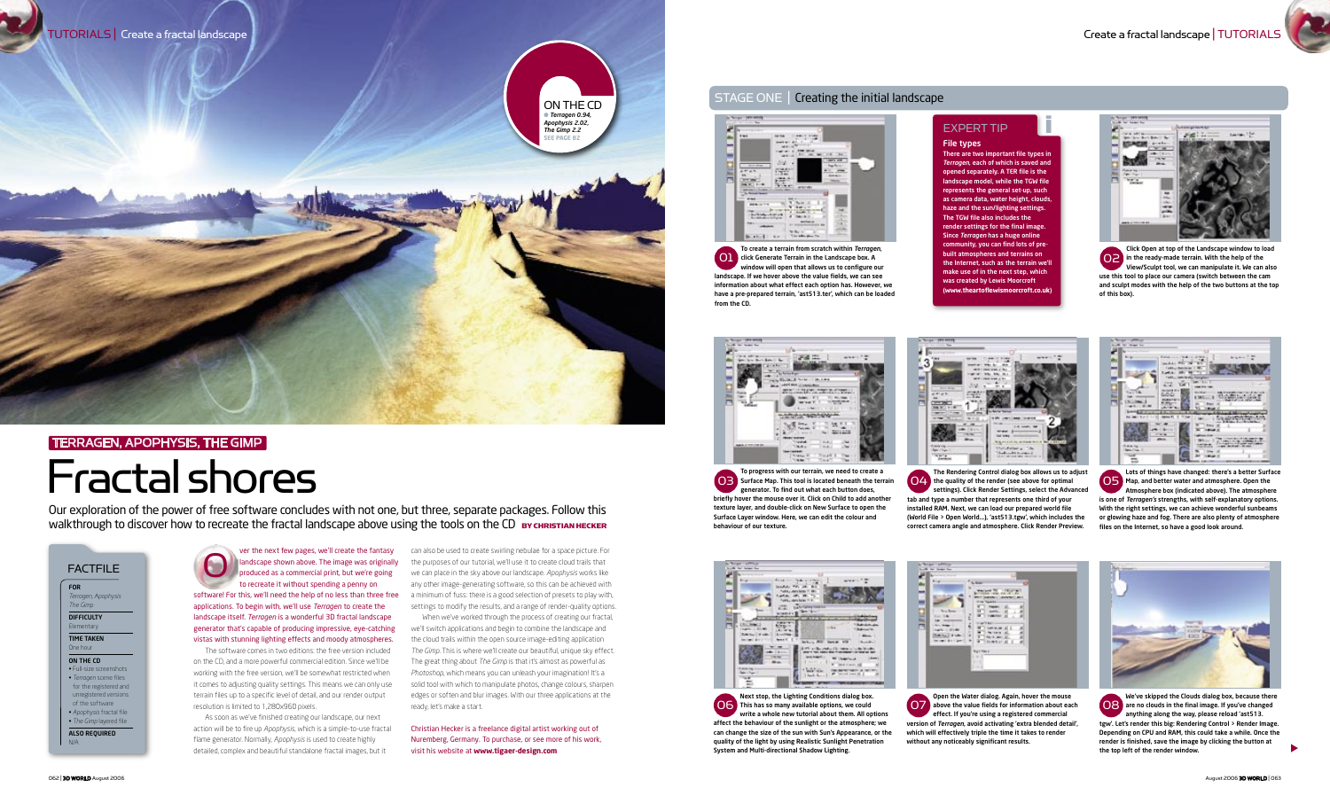ON THE CD
- *Terragen 0.94, Apophysis 2.02, The Gimp 2.2*
- SEE PAGE 82

TERRAGEN, APOPHYSIS, THE GIMP

# Fractal shores

Our exploration of the power of free software concludes with not one, but three, separate packages. Follow this walkthrough to discover how to recreate the fractal landscape above using the tools on the CD **BY CHRISTIAN HECKER**

## FACTFILE

**FOR**
*Terragen, Apophysis The Gimp*

**DIFFICULTY**
Elementary

**TIME TAKEN**
One hour

**ON THE CD**
- Full-size screenshots
- Terragen scene files for the registered and unregistered versions of the software
- Apophysis fractal file
- *The Gimp* layered file

**ALSO REQUIRED**
N/A

Over the next few pages, we'll create the fantasy landscape shown above. The image was originally produced as a commercial print, but we're going to recreate it without spending a penny on software! For this, we'll need the help of no less than three free applications. To begin with, we'll use *Terragen* to create the landscape itself. *Terragen* is a wonderful 3D fractal landscape generator that's capable of producing impressive, eye-catching vistas with stunning lighting effects and moody atmospheres.

The software comes in two editions: the free version included on the CD, and a more powerful commercial edition. Since we'll be working with the free version, we'll be somewhat restricted when it comes to adjusting quality settings. This means we can only use terrain files up to a specific level of detail, and our render output resolution is limited to 1,280x960 pixels.

As soon as we've finished creating our landscape, our next action will be to fire up *Apophysis*, which is a simple-to-use fractal flame generator. Normally, *Apophysis* is used to create highly detailed, complex and beautiful standalone fractal images, but it can also be used to create swirling nebulae for a space picture. For the purposes of our tutorial, we'll use it to create cloud trails that we can place in the sky above our landscape. *Apophysis* works like any other image-generating software, so this can be achieved with a minimum of fuss: there is a good selection of presets to play with, settings to modify the results, and a range of render-quality options.

When we've worked through the process of creating our fractal, we'll switch applications and begin to combine the landscape and the cloud trails within the open source image-editing application *The Gimp*. This is where we'll create our beautiful, unique sky effect. The great thing about *The Gimp* is that it's almost as powerful as *Photoshop*, which means you can unleash your imagination! It's a solid tool with which to manipulate photos, change colours, sharpen edges or soften and blur images. With our three applications at the ready, let's make a start.

Christian Hecker is a freelance digital artist working out of Nuremberg, Germany. To purchase, or see more of his work, visit his website at **www.tigaer-design.com**

## STAGE ONE | Creating the initial landscape

**01** To create a terrain from scratch within *Terragen*, click Generate Terrain in the Landscape box. A window will open that allows us to configure our landscape. If we hover above the value fields, we can see information about what effect each option has. However, we have a pre-prepared terrain, 'ast513.ter', which can be loaded from the CD.

### EXPERT TIP

**File types**

There are two important file types in *Terragen*, each of which is saved and opened separately. A TER file is the landscape model, while the TGW file represents the general set-up, such as camera data, water height, clouds, haze and the sun/lighting settings. The TGW file also includes the render settings for the final image. Since *Terragen* has a huge online community, you can find lots of pre-built atmospheres and terrains on the Internet, such as the terrain we'll make use of in the next step, which was created by Lewis Moorcroft (www.theartoflewismoorcroft.co.uk)

**02** Click Open at top of the Landscape window to load in the ready-made terrain. With the help of the View/Sculpt tool, we can manipulate it. We can also use this tool to place our camera (switch between the cam and sculpt modes with the help of the two buttons at the top of this box).

**03** To progress with our terrain, we need to create a Surface Map. This tool is located beneath the terrain generator. To find out what each button does, briefly hover the mouse over it. Click on Child to add another texture layer, and double-click on New Surface to open the Surface Layer window. Here, we can edit the colour and behaviour of our texture.

**04** The Rendering Control dialog box allows us to adjust the quality of the render (see above for optimal settings). Click Render Settings, select the Advanced tab and type a number that represents one third of your installed RAM. Next, we can load our prepared world file (World File > Open World...), 'ast513.tgw', which includes the correct camera angle and atmosphere. Click Render Preview.

**05** Lots of things have changed: there's a better Surface Map, and better water and atmosphere. Open the Atmosphere box (indicated above). The atmosphere is one of *Terragen*'s strengths, with self-explanatory options. With the right settings, we can achieve wonderful sunbeams or glowing haze and fog. There are also plenty of atmosphere files on the Internet, so have a good look around.

**06** Next stop, the Lighting Conditions dialog box. This has so many available options, we could write a whole new tutorial about them. All options affect the behaviour of the sunlight or the atmosphere; we can change the size of the sun with Sun's Appearance, or the quality of the light by using Realistic Sunlight Penetration System and Multi-directional Shadow Lighting.

**07** Open the Water dialog. Again, hover the mouse above the value fields for information about each effect. If you're using a registered commercial version of *Terragen*, avoid activating 'extra blended detail', which will effectively triple the time it takes to render without any noticeably significant results.

**08** We've skipped the Clouds dialog box, because there are no clouds in the final image. If you've changed anything along the way, please reload 'ast513.tgw'. Let's render this big: Rendering Control > Render Image. Depending on CPU and RAM, this could take a while. Once the render is finished, save the image by clicking the button at the top left of the render window.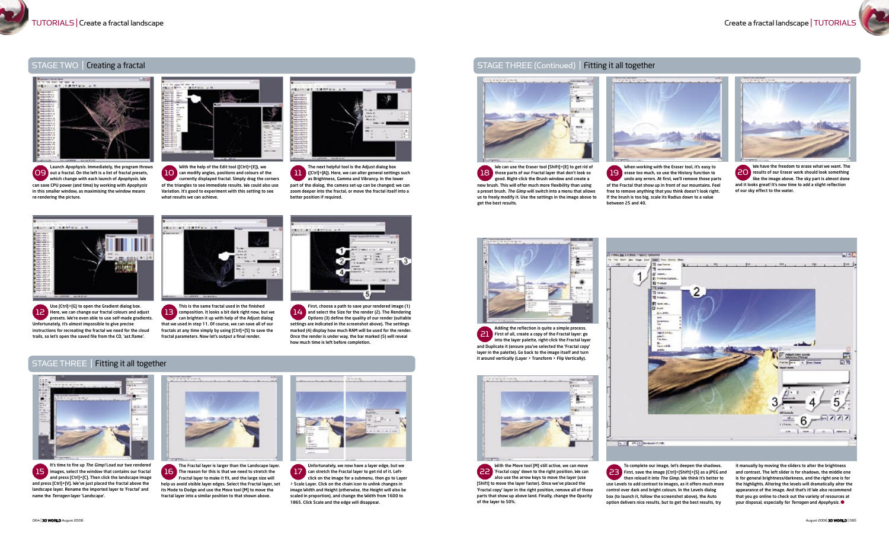## STAGE TWO | Creating a fractal

**09** Launch *Apophysis*. Immediately, the program throws out a fractal. On the left is a list of fractal presets, which change with each launch of *Apophysis*. We can save CPU power (and time) by working with *Apophysis* in this smaller window, as maximising the window means re-rendering the picture.

**10** With the help of the Edit tool ([Ctrl]+[E]), we can modify angles, positions and colours of the currently displayed fractal. Simply drag the corners of the triangles to see immediate results. We could also use Variation. It's good to experiment with this setting to see what results we can achieve.

**11** The next helpful tool is the Adjust dialog box ([Ctrl]+[A]). Here, we can alter general settings such as Brightness, Gamma and Vibrancy. In the lower part of the dialog, the camera set-up can be changed; we can zoom deeper into the fractal, or move the fractal itself into a better position if required.

**12** Use [Ctrl]+[G] to open the Gradient dialog box. Here, we can change our fractal colours and adjust presets. We're even able to use self-made gradients. Unfortunately, it's almost impossible to give precise instructions for recreating the fractal we need for the cloud trails, so let's open the saved file from the CD, 'ast.flame'.

**13** This is the same fractal used in the finished composition. It looks a bit dark right now, but we can brighten it up with help of the Adjust dialog that we used in step 11. Of course, we can save all of our fractals at any time simply by using [Ctrl]+[S] to save the fractal parameters. Now let's output a final render.

**14** First, choose a path to save your rendered image (1) and select the Size for the render (2). The Rendering Options (3) define the quality of our render (suitable settings are indicated in the screenshot above). The settings marked (4) display how much RAM will be used for the render. Once the render is under way, the bar marked (5) will reveal how much time is left before completion.

## STAGE THREE | Fitting it all together

**15** It's time to fire up *The Gimp!* Load our two rendered images, select the window that contains our fractal and press [Ctrl]+[C]. Then click the landscape image and press [Ctrl]+[V]. We've just placed the fractal above the landscape layer. Rename the imported layer to 'Fractal' and name the *Terragen* layer 'Landscape'.

**16** The Fractal layer is larger than the Landscape layer. The reason for this is that we need to stretch the Fractal layer to make it fit, and the large size will help us avoid visible layer edges. Select the Fractal layer, set its Mode to Dodge and use the Move tool [M] to move the fractal layer into a similar position to that shown above.

**17** Unfortunately, we now have a layer edge, but we can stretch the Fractal layer to get rid of it. Left-click on the image for a submenu, then go to Layer > Scale Layer. Click on the chain icon to unlink changes in image Width and Height (otherwise, the Height will also be scaled in proportion), and change the Width from 1600 to 1865. Click Scale and the edge will disappear.

## STAGE THREE (Continued) | Fitting it all together

**18** We can use the Eraser tool [Shift]+[E] to get rid of those parts of our Fractal layer that don't look so good. Right-click the Brush window and create a new brush. This will offer much more flexibility than using a preset brush. *The Gimp* will switch into a menu that allows us to freely modify it. Use the settings in the image above to get the best results.

**19** When working with the Eraser tool, it's easy to erase too much, so use the History function to undo any errors. At first, we'll remove those parts of the Fractal that show up in front of our mountains. Feel free to remove anything that you think doesn't look right. If the brush is too big, scale its Radius down to a value between 25 and 40.

**20** We have the freedom to erase what we want. The results of our Eraser work should look something like the image above. The sky part is almost done and it looks great! It's now time to add a slight reflection of our sky effect to the water.

**21** Adding the reflection is quite a simple process. First of all, create a copy of the Fractal layer: go into the layer palette, right-click the Fractal layer and Duplicate it (ensure you've selected the 'Fractal copy' layer in the palette). Go back to the image itself and turn it around vertically (Layer > Transform > Flip Vertically).

**22** With the Move tool [M] still active, we can move 'Fractal copy' down to the right position. We can also use the arrow keys to move the layer (use [Shift] to move the layer faster). Once we've placed the 'Fractal copy' layer in the right position, remove all of those parts that show up above land. Finally, change the Opacity of the layer to 50%.

**23** To complete our image, let's deepen the shadows. First, save the image [Ctrl]+[Shift]+[S] as a JPEG and then reload it into *The Gimp*. We like it's better to use Levels to add contrast to images, as it offers much more control over dark and bright colours. In the Levels dialog box (to launch it, follow the screenshot above), the Auto option delivers nice results, but to get the best results, try it manually by moving the sliders to alter the brightness and contrast. The left slider is for shadows, the middle one is for general brightness/darkness, and the right one is for the highlights. Altering the levels will dramatically alter the appearance of the image. And that's it! We also recommend that you go online to check out the variety of resources at your disposal, especially for *Terragen* and *Apophysis*.